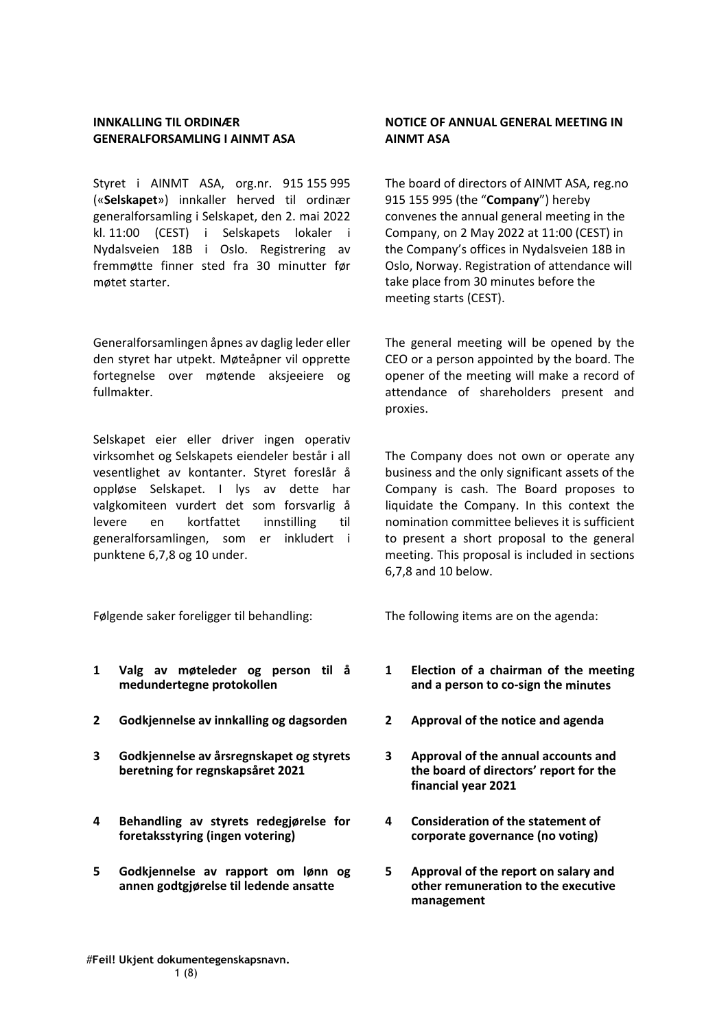**INNKALLING TIL ORDINÆR GENERALFORSAMLING I AINMT ASA**

**NOTICE OF ANNUAL GENERAL MEETING IN AINMT ASA**

Styret i AINMT ASA, org.nr. 915 155 995 («**Selskapet**») innkaller herved til ordinær generalforsamling i Selskapet, den 2. mai 2022 kl. 11:00 (CEST) i Selskapets lokaler i Nydalsveien 18B i Oslo. Registrering av fremmøtte finner sted fra 30 minutter før møtet starter.

The board of directors of AINMT ASA, reg.no 915 155 995 (the "**Company**") hereby convenes the annual general meeting in the Company, on 2 May 2022 at 11:00 (CEST) in the Company's offices in Nydalsveien 18B in Oslo, Norway. Registration of attendance will take place from 30 minutes before the meeting starts (CEST).

Generalforsamlingen åpnes av daglig leder eller den styret har utpekt. Møteåpner vil opprette fortegnelse over møtende aksjeeiere og fullmakter.

The general meeting will be opened by the CEO or a person appointed by the board. The opener of the meeting will make a record of attendance of shareholders present and proxies.

Selskapet eier eller driver ingen operativ virksomhet og Selskapets eiendeler består i all vesentlighet av kontanter. Styret foreslår å oppløse Selskapet. I lys av dette har valgkomiteen vurdert det som forsvarlig å levere en kortfattet innstilling til generalforsamlingen, som er inkludert i punktene 6,7,8 og 10 under.

The Company does not own or operate any business and the only significant assets of the Company is cash. The Board proposes to liquidate the Company. In this context the nomination committee believes it is sufficient to present a short proposal to the general meeting. This proposal is included in sections 6,7,8 and 10 below.

Følgende saker foreligger til behandling:

The following items are on the agenda:

1. **Valg av møteleder og person til å medundertegne protokollen**
2. **Godkjennelse av innkalling og dagsorden**
3. **Godkjennelse av årsregnskapet og styrets beretning for regnskapsåret 2021**
4. **Behandling av styrets redegjørelse for foretaksstyring (ingen votering)**
5. **Godkjennelse av rapport om lønn og annen godtgjørelse til ledende ansatte**

1. **Election of a chairman of the meeting and a person to co-sign the minutes**
2. **Approval of the notice and agenda**
3. **Approval of the annual accounts and the board of directors' report for the financial year 2021**
4. **Consideration of the statement of corporate governance (no voting)**
5. **Approval of the report on salary and other remuneration to the executive management**

#**Feil! Ukjent dokumentegenskapsnavn.**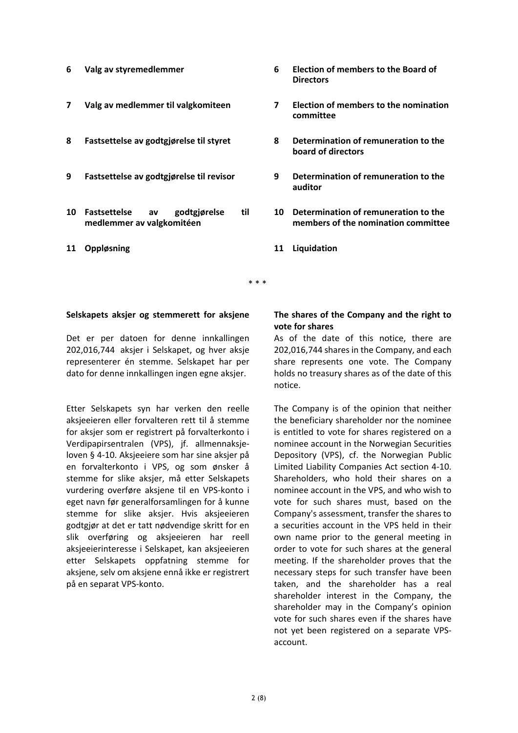6 **Valg av styremedlemmer**

7 **Valg av medlemmer til valgkomiteen**

8 **Fastsettelse av godtgjørelse til styret**

9 **Fastsettelse av godtgjørelse til revisor**

10 **Fastsettelse av godtgjørelse til medlemmer av valgkomitéen**

11 **Oppløsning**

6 **Election of members to the Board of Directors**

7 **Election of members to the nomination committee**

8 **Determination of remuneration to the board of directors**

9 **Determination of remuneration to the auditor**

10 **Determination of remuneration to the members of the nomination committee**

11 **Liquidation**

\* \* \*

**Selskapets aksjer og stemmerett for aksjene**

Det er per datoen for denne innkallingen 202,016,744 aksjer i Selskapet, og hver aksje representerer én stemme. Selskapet har per dato for denne innkallingen ingen egne aksjer.

Etter Selskapets syn har verken den reelle aksjeeieren eller forvalteren rett til å stemme for aksjer som er registrert på forvalterkonto i Verdipapirsentralen (VPS), jf. allmennaksjeloven § 4-10. Aksjeeiere som har sine aksjer på en forvalterkonto i VPS, og som ønsker å stemme for slike aksjer, må etter Selskapets vurdering overføre aksjene til en VPS-konto i eget navn før generalforsamlingen for å kunne stemme for slike aksjer. Hvis aksjeeieren godtgjør at det er tatt nødvendige skritt for en slik overføring og aksjeeieren har reell aksjeeierinteresse i Selskapet, kan aksjeeieren etter Selskapets oppfatning stemme for aksjene, selv om aksjene ennå ikke er registrert på en separat VPS-konto.

**The shares of the Company and the right to vote for shares**

As of the date of this notice, there are 202,016,744 shares in the Company, and each share represents one vote. The Company holds no treasury shares as of the date of this notice.

The Company is of the opinion that neither the beneficiary shareholder nor the nominee is entitled to vote for shares registered on a nominee account in the Norwegian Securities Depository (VPS), cf. the Norwegian Public Limited Liability Companies Act section 4-10. Shareholders, who hold their shares on a nominee account in the VPS, and who wish to vote for such shares must, based on the Company's assessment, transfer the shares to a securities account in the VPS held in their own name prior to the general meeting in order to vote for such shares at the general meeting. If the shareholder proves that the necessary steps for such transfer have been taken, and the shareholder has a real shareholder interest in the Company, the shareholder may in the Company's opinion vote for such shares even if the shares have not yet been registered on a separate VPS-account.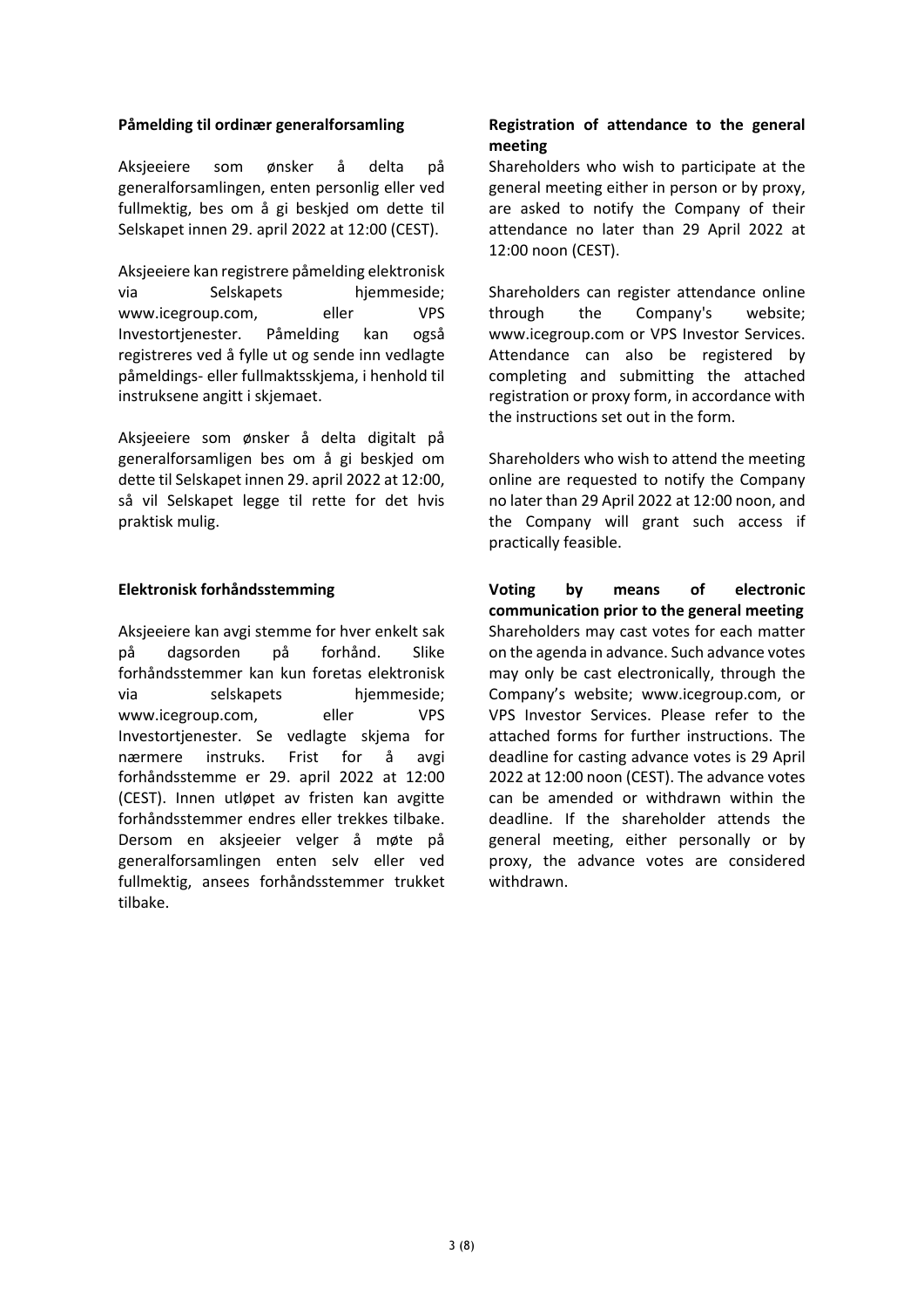**Påmelding til ordinær generalforsamling**

Aksjeeiere som ønsker å delta på generalforsamlingen, enten personlig eller ved fullmektig, bes om å gi beskjed om dette til Selskapet innen 29. april 2022 at 12:00 (CEST).

Aksjeeiere kan registrere påmelding elektronisk via Selskapets hjemmeside; www.icegroup.com, eller VPS Investortjenester. Påmelding kan også registreres ved å fylle ut og sende inn vedlagte påmeldings- eller fullmaktsskjema, i henhold til instruksene angitt i skjemaet.

Aksjeeiere som ønsker å delta digitalt på generalforsamligen bes om å gi beskjed om dette til Selskapet innen 29. april 2022 at 12:00, så vil Selskapet legge til rette for det hvis praktisk mulig.

**Elektronisk forhåndsstemming**

Aksjeeiere kan avgi stemme for hver enkelt sak på dagsorden på forhånd. Slike forhåndsstemmer kan kun foretas elektronisk via selskapets hjemmeside; www.icegroup.com, eller VPS Investortjenester. Se vedlagte skjema for nærmere instruks. Frist for å avgi forhåndsstemme er 29. april 2022 at 12:00 (CEST). Innen utløpet av fristen kan avgitte forhåndsstemmer endres eller trekkes tilbake. Dersom en aksjeeier velger å møte på generalforsamlingen enten selv eller ved fullmektig, ansees forhåndsstemmer trukket tilbake.

**Registration of attendance to the general meeting**

Shareholders who wish to participate at the general meeting either in person or by proxy, are asked to notify the Company of their attendance no later than 29 April 2022 at 12:00 noon (CEST).

Shareholders can register attendance online through the Company's website; www.icegroup.com or VPS Investor Services. Attendance can also be registered by completing and submitting the attached registration or proxy form, in accordance with the instructions set out in the form.

Shareholders who wish to attend the meeting online are requested to notify the Company no later than 29 April 2022 at 12:00 noon, and the Company will grant such access if practically feasible.

**Voting by means of electronic communication prior to the general meeting**

Shareholders may cast votes for each matter on the agenda in advance. Such advance votes may only be cast electronically, through the Company's website; www.icegroup.com, or VPS Investor Services. Please refer to the attached forms for further instructions. The deadline for casting advance votes is 29 April 2022 at 12:00 noon (CEST). The advance votes can be amended or withdrawn within the deadline. If the shareholder attends the general meeting, either personally or by proxy, the advance votes are considered withdrawn.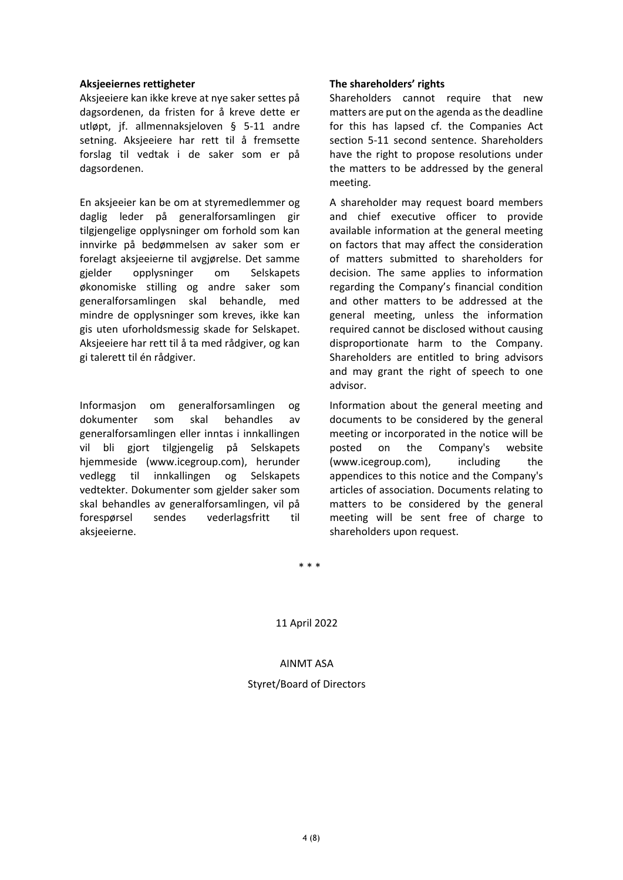**Aksjeeiernes rettigheter**

Aksjeeiere kan ikke kreve at nye saker settes på dagsordenen, da fristen for å kreve dette er utløpt, jf. allmennaksjeloven § 5-11 andre setning. Aksjeeiere har rett til å fremsette forslag til vedtak i de saker som er på dagsordenen.

En aksjeeier kan be om at styremedlemmer og daglig leder på generalforsamlingen gir tilgjengelige opplysninger om forhold som kan innvirke på bedømmelsen av saker som er forelagt aksjeeierne til avgjørelse. Det samme gjelder opplysninger om Selskapets økonomiske stilling og andre saker som generalforsamlingen skal behandle, med mindre de opplysninger som kreves, ikke kan gis uten uforholdsmessig skade for Selskapet. Aksjeeiere har rett til å ta med rådgiver, og kan gi talerett til én rådgiver.

Informasjon om generalforsamlingen og dokumenter som skal behandles av generalforsamlingen eller inntas i innkallingen vil bli gjort tilgjengelig på Selskapets hjemmeside (www.icegroup.com), herunder vedlegg til innkallingen og Selskapets vedtekter. Dokumenter som gjelder saker som skal behandles av generalforsamlingen, vil på forespørsel sendes vederlagsfritt til aksjeeierne.

**The shareholders' rights**

Shareholders cannot require that new matters are put on the agenda as the deadline for this has lapsed cf. the Companies Act section 5-11 second sentence. Shareholders have the right to propose resolutions under the matters to be addressed by the general meeting.

A shareholder may request board members and chief executive officer to provide available information at the general meeting on factors that may affect the consideration of matters submitted to shareholders for decision. The same applies to information regarding the Company's financial condition and other matters to be addressed at the general meeting, unless the information required cannot be disclosed without causing disproportionate harm to the Company. Shareholders are entitled to bring advisors and may grant the right of speech to one advisor.

Information about the general meeting and documents to be considered by the general meeting or incorporated in the notice will be posted on the Company's website (www.icegroup.com), including the appendices to this notice and the Company's articles of association. Documents relating to matters to be considered by the general meeting will be sent free of charge to shareholders upon request.

\* \* \*

11 April 2022

AINMT ASA

Styret/Board of Directors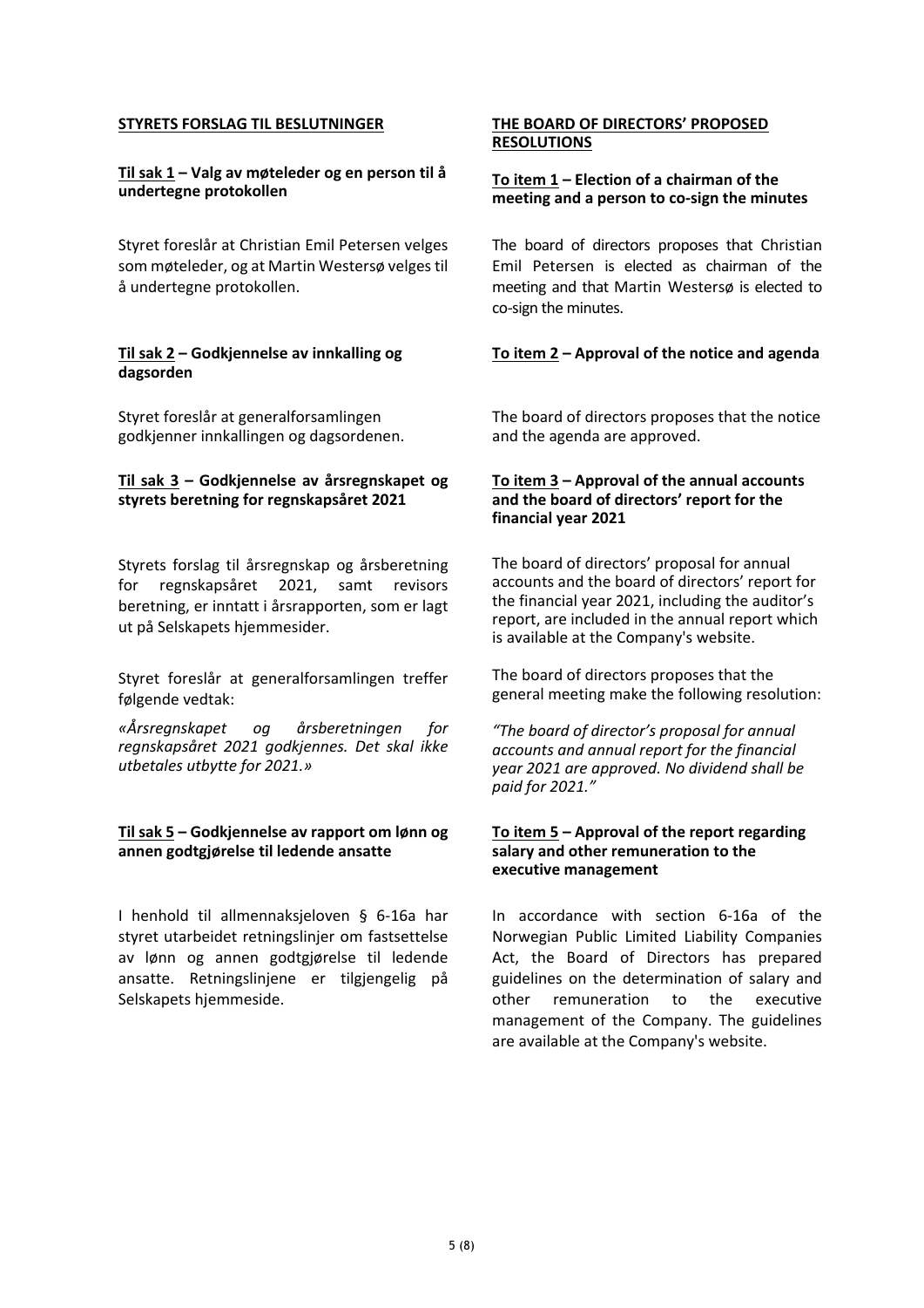**STYRETS FORSLAG TIL BESLUTNINGER**

**THE BOARD OF DIRECTORS' PROPOSED RESOLUTIONS**

**Til sak 1 – Valg av møteleder og en person til å undertegne protokollen**

Styret foreslår at Christian Emil Petersen velges som møteleder, og at Martin Westersø velges til å undertegne protokollen.

**To item 1 – Election of a chairman of the meeting and a person to co-sign the minutes**

The board of directors proposes that Christian Emil Petersen is elected as chairman of the meeting and that Martin Westersø is elected to co-sign the minutes.

**Til sak 2 – Godkjennelse av innkalling og dagsorden**

Styret foreslår at generalforsamlingen godkjenner innkallingen og dagsordenen.

**To item 2 – Approval of the notice and agenda**

The board of directors proposes that the notice and the agenda are approved.

**Til sak 3 – Godkjennelse av årsregnskapet og styrets beretning for regnskapsåret 2021**

Styrets forslag til årsregnskap og årsberetning for regnskapsåret 2021, samt revisors beretning, er inntatt i årsrapporten, som er lagt ut på Selskapets hjemmesider.

Styret foreslår at generalforsamlingen treffer følgende vedtak:

*«Årsregnskapet og årsberetningen for regnskapsåret 2021 godkjennes. Det skal ikke utbetales utbytte for 2021.»*

**To item 3 – Approval of the annual accounts and the board of directors' report for the financial year 2021**

The board of directors' proposal for annual accounts and the board of directors' report for the financial year 2021, including the auditor's report, are included in the annual report which is available at the Company's website.

The board of directors proposes that the general meeting make the following resolution:

*"The board of director's proposal for annual accounts and annual report for the financial year 2021 are approved. No dividend shall be paid for 2021."*

**Til sak 5 – Godkjennelse av rapport om lønn og annen godtgjørelse til ledende ansatte**

I henhold til allmennaksjeloven § 6-16a har styret utarbeidet retningslinjer om fastsettelse av lønn og annen godtgjørelse til ledende ansatte. Retningslinjene er tilgjengelig på Selskapets hjemmeside.

**To item 5 – Approval of the report regarding salary and other remuneration to the executive management**

In accordance with section 6-16a of the Norwegian Public Limited Liability Companies Act, the Board of Directors has prepared guidelines on the determination of salary and other remuneration to the executive management of the Company. The guidelines are available at the Company's website.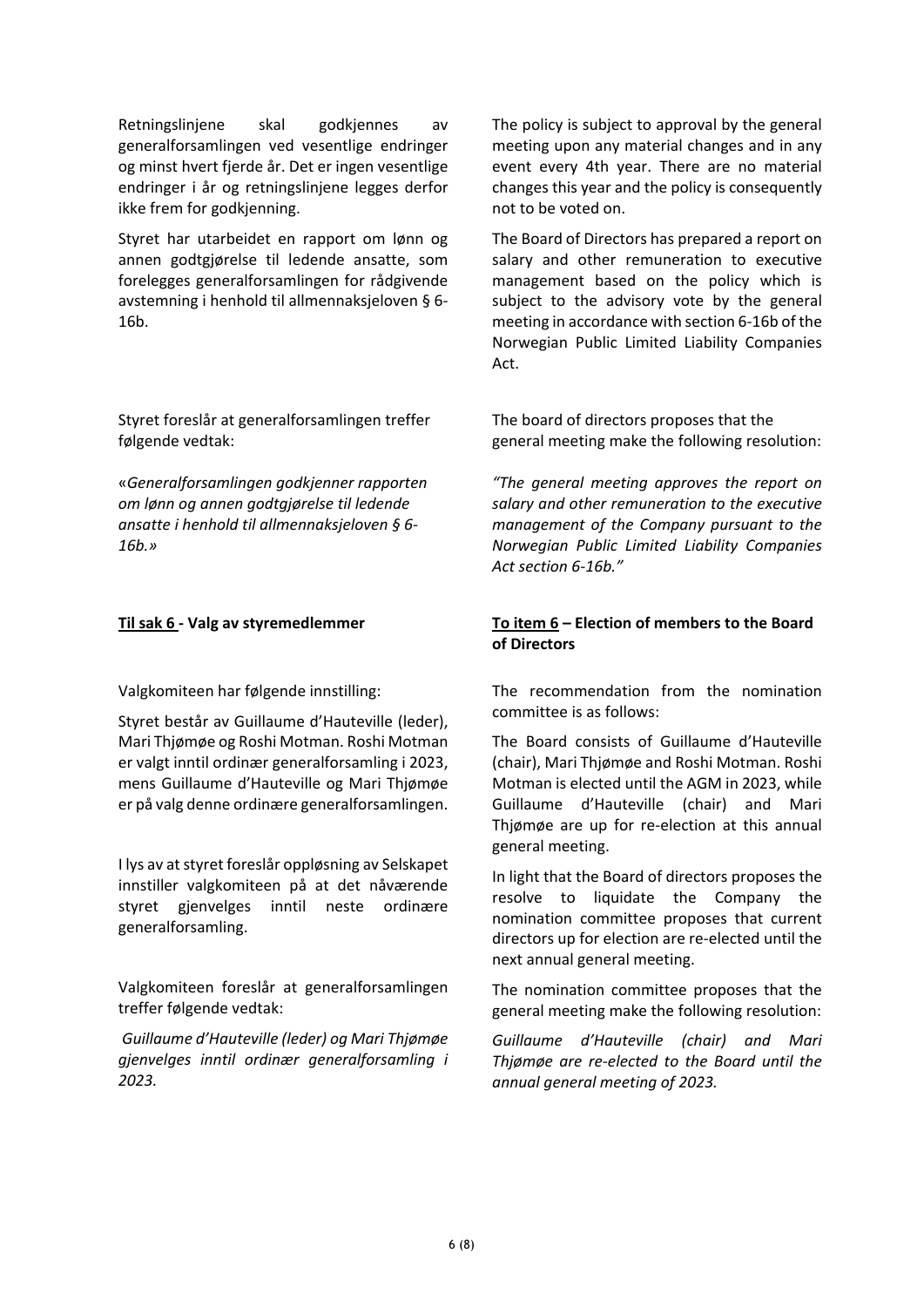Retningslinjene skal godkjennes av generalforsamlingen ved vesentlige endringer og minst hvert fjerde år. Det er ingen vesentlige endringer i år og retningslinjene legges derfor ikke frem for godkjenning.

Styret har utarbeidet en rapport om lønn og annen godtgjørelse til ledende ansatte, som forelegges generalforsamlingen for rådgivende avstemning i henhold til allmennaksjeloven § 6-16b.

Styret foreslår at generalforsamlingen treffer følgende vedtak:

«*Generalforsamlingen godkjenner rapporten om lønn og annen godtgjørelse til ledende ansatte i henhold til allmennaksjeloven § 6-16b.»*

The policy is subject to approval by the general meeting upon any material changes and in any event every 4th year. There are no material changes this year and the policy is consequently not to be voted on.

The Board of Directors has prepared a report on salary and other remuneration to executive management based on the policy which is subject to the advisory vote by the general meeting in accordance with section 6-16b of the Norwegian Public Limited Liability Companies Act.

The board of directors proposes that the general meeting make the following resolution:

*"The general meeting approves the report on salary and other remuneration to the executive management of the Company pursuant to the Norwegian Public Limited Liability Companies Act section 6-16b."*

**<u>Til sak 6</u> - Valg av styremedlemmer**

Valgkomiteen har følgende innstilling:

Styret består av Guillaume d'Hauteville (leder), Mari Thjømøe og Roshi Motman. Roshi Motman er valgt inntil ordinær generalforsamling i 2023, mens Guillaume d'Hauteville og Mari Thjømøe er på valg denne ordinære generalforsamlingen.

I lys av at styret foreslår oppløsning av Selskapet innstiller valgkomiteen på at det nåværende styret gjenvelges inntil neste ordinære generalforsamling.

Valgkomiteen foreslår at generalforsamlingen treffer følgende vedtak:

*Guillaume d'Hauteville (leder) og Mari Thjømøe gjenvelges inntil ordinær generalforsamling i 2023.*

**<u>To item 6</u> – Election of members to the Board of Directors**

The recommendation from the nomination committee is as follows:

The Board consists of Guillaume d'Hauteville (chair), Mari Thjømøe and Roshi Motman. Roshi Motman is elected until the AGM in 2023, while Guillaume d'Hauteville (chair) and Mari Thjømøe are up for re-election at this annual general meeting.

In light that the Board of directors proposes the resolve to liquidate the Company the nomination committee proposes that current directors up for election are re-elected until the next annual general meeting.

The nomination committee proposes that the general meeting make the following resolution:

*Guillaume d'Hauteville (chair) and Mari Thjømøe are re-elected to the Board until the annual general meeting of 2023.*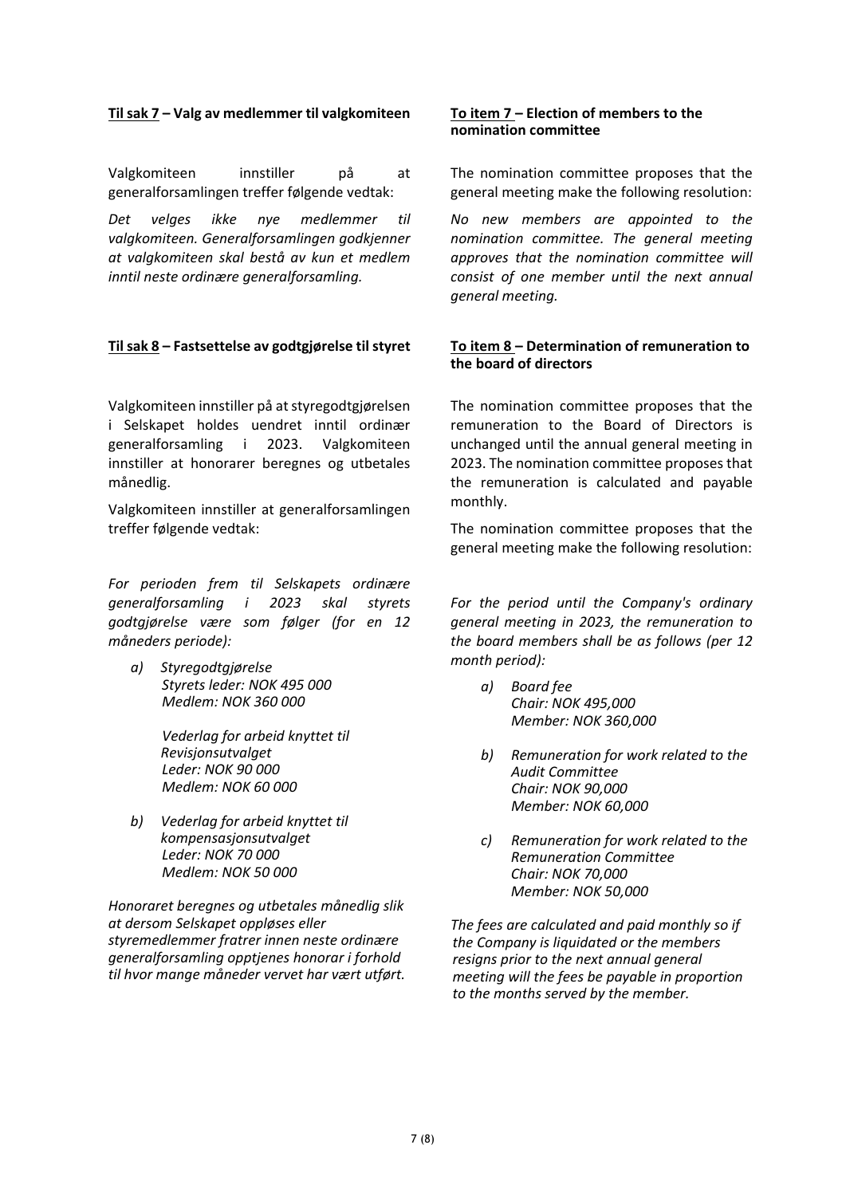**<u>Til sak 7</u> – Valg av medlemmer til valgkomiteen**

Valgkomiteen innstiller på at generalforsamlingen treffer følgende vedtak:

*Det velges ikke nye medlemmer til valgkomiteen. Generalforsamlingen godkjenner at valgkomiteen skal bestå av kun et medlem inntil neste ordinære generalforsamling.*

**<u>To item 7</u> – Election of members to the nomination committee**

The nomination committee proposes that the general meeting make the following resolution:

*No new members are appointed to the nomination committee. The general meeting approves that the nomination committee will consist of one member until the next annual general meeting.*

**<u>Til sak 8</u> – Fastsettelse av godtgjørelse til styret**

Valgkomiteen innstiller på at styregodtgjørelsen i Selskapet holdes uendret inntil ordinær generalforsamling i 2023. Valgkomiteen innstiller at honorarer beregnes og utbetales månedlig.

Valgkomiteen innstiller at generalforsamlingen treffer følgende vedtak:

*For perioden frem til Selskapets ordinære generalforsamling i 2023 skal styrets godtgjørelse være som følger (for en 12 måneders periode):*

*a) Styregodtgjørelse*
*Styrets leder: NOK 495 000*
*Medlem: NOK 360 000*

*Vederlag for arbeid knyttet til Revisjonsutvalget*
*Leder: NOK 90 000*
*Medlem: NOK 60 000*

*b) Vederlag for arbeid knyttet til kompensasjonsutvalget*
*Leder: NOK 70 000*
*Medlem: NOK 50 000*

*Honoraret beregnes og utbetales månedlig slik at dersom Selskapet oppløses eller styremedlemmer fratrer innen neste ordinære generalforsamling opptjenes honorar i forhold til hvor mange måneder vervet har vært utført.*

**<u>To item 8</u> – Determination of remuneration to the board of directors**

The nomination committee proposes that the remuneration to the Board of Directors is unchanged until the annual general meeting in 2023. The nomination committee proposes that the remuneration is calculated and payable monthly.

The nomination committee proposes that the general meeting make the following resolution:

*For the period until the Company's ordinary general meeting in 2023, the remuneration to the board members shall be as follows (per 12 month period):*

*a) Board fee*
*Chair: NOK 495,000*
*Member: NOK 360,000*

*b) Remuneration for work related to the Audit Committee*
*Chair: NOK 90,000*
*Member: NOK 60,000*

*c) Remuneration for work related to the Remuneration Committee*
*Chair: NOK 70,000*
*Member: NOK 50,000*

*The fees are calculated and paid monthly so if the Company is liquidated or the members resigns prior to the next annual general meeting will the fees be payable in proportion to the months served by the member.*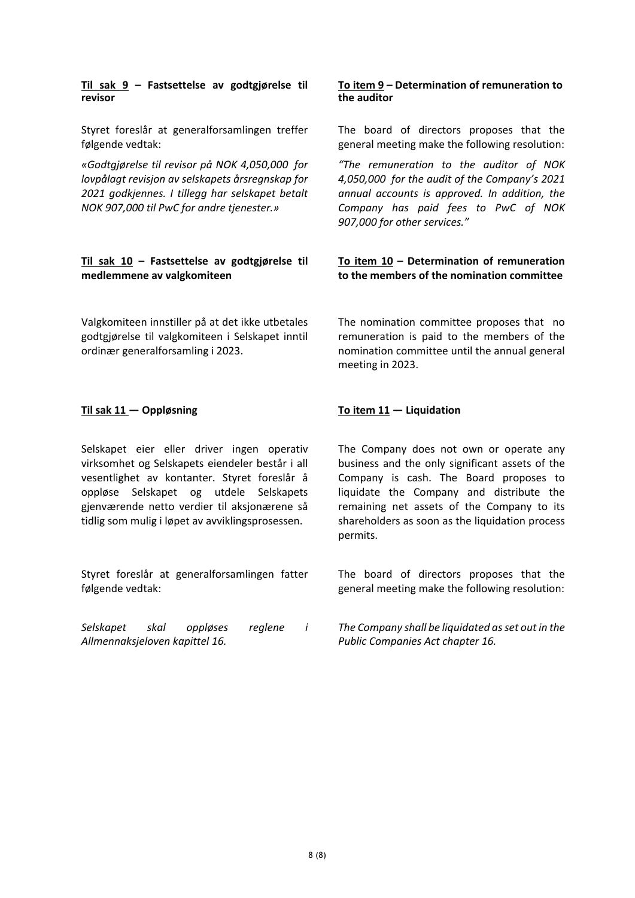**<u>Til sak 9</u> – Fastsettelse av godtgjørelse til revisor**

Styret foreslår at generalforsamlingen treffer følgende vedtak:

*«Godtgjørelse til revisor på NOK 4,050,000 for lovpålagt revisjon av selskapets årsregnskap for 2021 godkjennes. I tillegg har selskapet betalt NOK 907,000 til PwC for andre tjenester.»*

**<u>To item 9</u> – Determination of remuneration to the auditor**

The board of directors proposes that the general meeting make the following resolution:

*"The remuneration to the auditor of NOK 4,050,000 for the audit of the Company's 2021 annual accounts is approved. In addition, the Company has paid fees to PwC of NOK 907,000 for other services."*

**<u>Til sak 10</u> – Fastsettelse av godtgjørelse til medlemmene av valgkomiteen**

Valgkomiteen innstiller på at det ikke utbetales godtgjørelse til valgkomiteen i Selskapet inntil ordinær generalforsamling i 2023.

**<u>To item 10</u> – Determination of remuneration to the members of the nomination committee**

The nomination committee proposes that no remuneration is paid to the members of the nomination committee until the annual general meeting in 2023.

**<u>Til sak 11</u> — Oppløsning**

Selskapet eier eller driver ingen operativ virksomhet og Selskapets eiendeler består i all vesentlighet av kontanter. Styret foreslår å oppløse Selskapet og utdele Selskapets gjenværende netto verdier til aksjonærene så tidlig som mulig i løpet av avviklingsprosessen.

Styret foreslår at generalforsamlingen fatter følgende vedtak:

*Selskapet skal oppløses reglene i Allmennaksjeloven kapittel 16.*

**<u>To item 11</u> — Liquidation**

The Company does not own or operate any business and the only significant assets of the Company is cash. The Board proposes to liquidate the Company and distribute the remaining net assets of the Company to its shareholders as soon as the liquidation process permits.

The board of directors proposes that the general meeting make the following resolution:

*The Company shall be liquidated as set out in the Public Companies Act chapter 16.*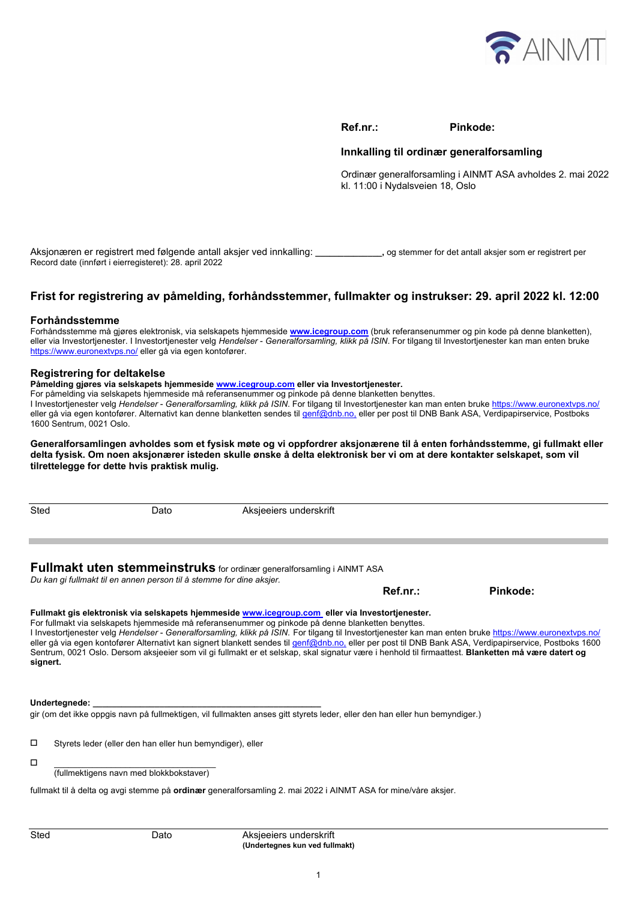AINMT

**Ref.nr.:** **Pinkode:**

**Innkalling til ordinær generalforsamling**

Ordinær generalforsamling i AINMT ASA avholdes 2. mai 2022 kl. 11:00 i Nydalsveien 18, Oslo

Aksjonæren er registrert med følgende antall aksjer ved innkalling: ____________, og stemmer for det antall aksjer som er registrert per Record date (innført i eierregisteret): 28. april 2022

## Frist for registrering av påmelding, forhåndsstemmer, fullmakter og instrukser: 29. april 2022 kl. 12:00

### Forhåndsstemme

Forhåndsstemme må gjøres elektronisk, via selskapets hjemmeside **www.icegroup.com** (bruk referansenummer og pin kode på denne blanketten), eller via Investortjenester. I Investortjenester velg *Hendelser - Generalforsamling, klikk på ISIN*. For tilgang til Investortjenester kan man enten bruke https://www.euronextvps.no/ eller gå via egen kontofører.

### Registrering for deltakelse

**Påmelding gjøres via selskapets hjemmeside www.icegroup.com eller via Investortjenester.**
For påmelding via selskapets hjemmeside må referansenummer og pinkode på denne blanketten benyttes.
I Investortjenester velg *Hendelser - Generalforsamling, klikk på ISIN*. For tilgang til Investortjenester kan man enten bruke https://www.euronextvps.no/ eller gå via egen kontofører. Alternativt kan denne blanketten sendes til genf@dnb.no, eller per post til DNB Bank ASA, Verdipapirservice, Postboks 1600 Sentrum, 0021 Oslo.

**Generalforsamlingen avholdes som et fysisk møte og vi oppfordrer aksjonærene til å enten forhåndsstemme, gi fullmakt eller delta fysisk. Om noen aksjonærer isteden skulle ønske å delta elektronisk ber vi om at dere kontakter selskapet, som vil tilrettelegge for dette hvis praktisk mulig.**

Sted          Dato          Aksjeeiers underskrift

---

## Fullmakt uten stemmeinstruks for ordinær generalforsamling i AINMT ASA

*Du kan gi fullmakt til en annen person til å stemme for dine aksjer.*

**Ref.nr.:** **Pinkode:**

**Fullmakt gis elektronisk via selskapets hjemmeside www.icegroup.com eller via Investortjenester.**
For fullmakt via selskapets hjemmeside må referansenummer og pinkode på denne blanketten benyttes.
I Investortjenester velg *Hendelser - Generalforsamling, klikk på ISIN*. For tilgang til Investortjenester kan man enten bruke https://www.euronextvps.no/ eller gå via egen kontofører Alternativt kan signert blankett sendes til genf@dnb.no, eller per post til DNB Bank ASA, Verdipapirservice, Postboks 1600 Sentrum, 0021 Oslo. Dersom aksjeeier som vil gi fullmakt er et selskap, skal signatur være i henhold til firmaattest. **Blanketten må være datert og signert.**

**Undertegnede:** _______________________________________________
gir (om det ikke oppgis navn på fullmektigen, vil fullmakten anses gitt styrets leder, eller den han eller hun bemyndiger.)

☐ Styrets leder (eller den han eller hun bemyndiger), eller

☐ ______________________________
(fullmektigens navn med blokkbokstaver)

fullmakt til å delta og avgi stemme på **ordinær** generalforsamling 2. mai 2022 i AINMT ASA for mine/våre aksjer.

Sted          Dato          Aksjeeiers underskrift
**(Undertegnes kun ved fullmakt)**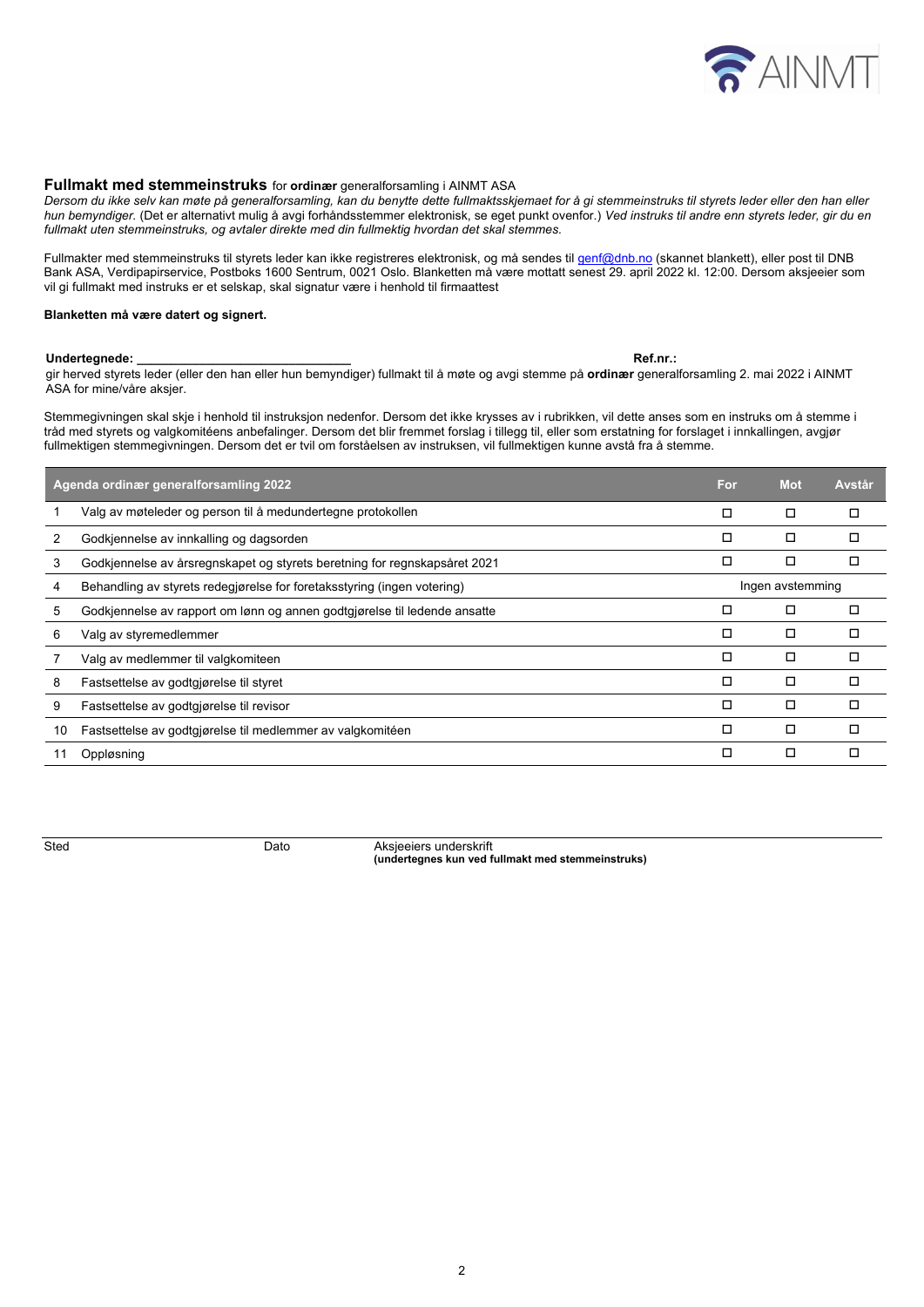**Fullmakt med stemmeinstruks** for **ordinær** generalforsamling i AINMT ASA

*Dersom du ikke selv kan møte på generalforsamling, kan du benytte dette fullmaktsskjemaet for å gi stemmeinstruks til styrets leder eller den han eller hun bemyndiger.* (Det er alternativt mulig å avgi forhåndsstemmer elektronisk, se eget punkt ovenfor.) *Ved instruks til andre enn styrets leder, gir du en fullmakt uten stemmeinstruks, og avtaler direkte med din fullmektig hvordan det skal stemmes.*

Fullmakter med stemmeinstruks til styrets leder kan ikke registreres elektronisk, og må sendes til genf@dnb.no (skannet blankett), eller post til DNB Bank ASA, Verdipapirservice, Postboks 1600 Sentrum, 0021 Oslo. Blanketten må være mottatt senest 29. april 2022 kl. 12:00. Dersom aksjeeier som vil gi fullmakt med instruks er et selskap, skal signatur være i henhold til firmaattest

**Blanketten må være datert og signert.**

**Undertegnede:** ______________________________ **Ref.nr.:**

gir herved styrets leder (eller den han eller hun bemyndiger) fullmakt til å møte og avgi stemme på **ordinær** generalforsamling 2. mai 2022 i AINMT ASA for mine/våre aksjer.

Stemmegivningen skal skje i henhold til instruksjon nedenfor. Dersom det ikke krysses av i rubrikken, vil dette anses som en instruks om å stemme i tråd med styrets og valgkomitéens anbefalinger. Dersom det blir fremmet forslag i tillegg til, eller som erstatning for forslaget i innkallingen, avgjør fullmektigen stemmegivningen. Dersom det er tvil om forståelsen av instruksen, vil fullmektigen kunne avstå fra å stemme.

| | Agenda ordinær generalforsamling 2022 | For | Mot | Avstår |
|---|---|---|---|---|
| 1 | Valg av møteleder og person til å medundertegne protokollen | ☐ | ☐ | ☐ |
| 2 | Godkjennelse av innkalling og dagsorden | ☐ | ☐ | ☐ |
| 3 | Godkjennelse av årsregnskapet og styrets beretning for regnskapsåret 2021 | ☐ | ☐ | ☐ |
| 4 | Behandling av styrets redegjørelse for foretaksstyring (ingen votering) | | Ingen avstemming | |
| 5 | Godkjennelse av rapport om lønn og annen godtgjørelse til ledende ansatte | ☐ | ☐ | ☐ |
| 6 | Valg av styremedlemmer | ☐ | ☐ | ☐ |
| 7 | Valg av medlemmer til valgkomiteen | ☐ | ☐ | ☐ |
| 8 | Fastsettelse av godtgjørelse til styret | ☐ | ☐ | ☐ |
| 9 | Fastsettelse av godtgjørelse til revisor | ☐ | ☐ | ☐ |
| 10 | Fastsettelse av godtgjørelse til medlemmer av valgkomitéen | ☐ | ☐ | ☐ |
| 11 | Oppløsning | ☐ | ☐ | ☐ |

Sted Dato Aksjeeiers underskrift
**(undertegnes kun ved fullmakt med stemmeinstruks)**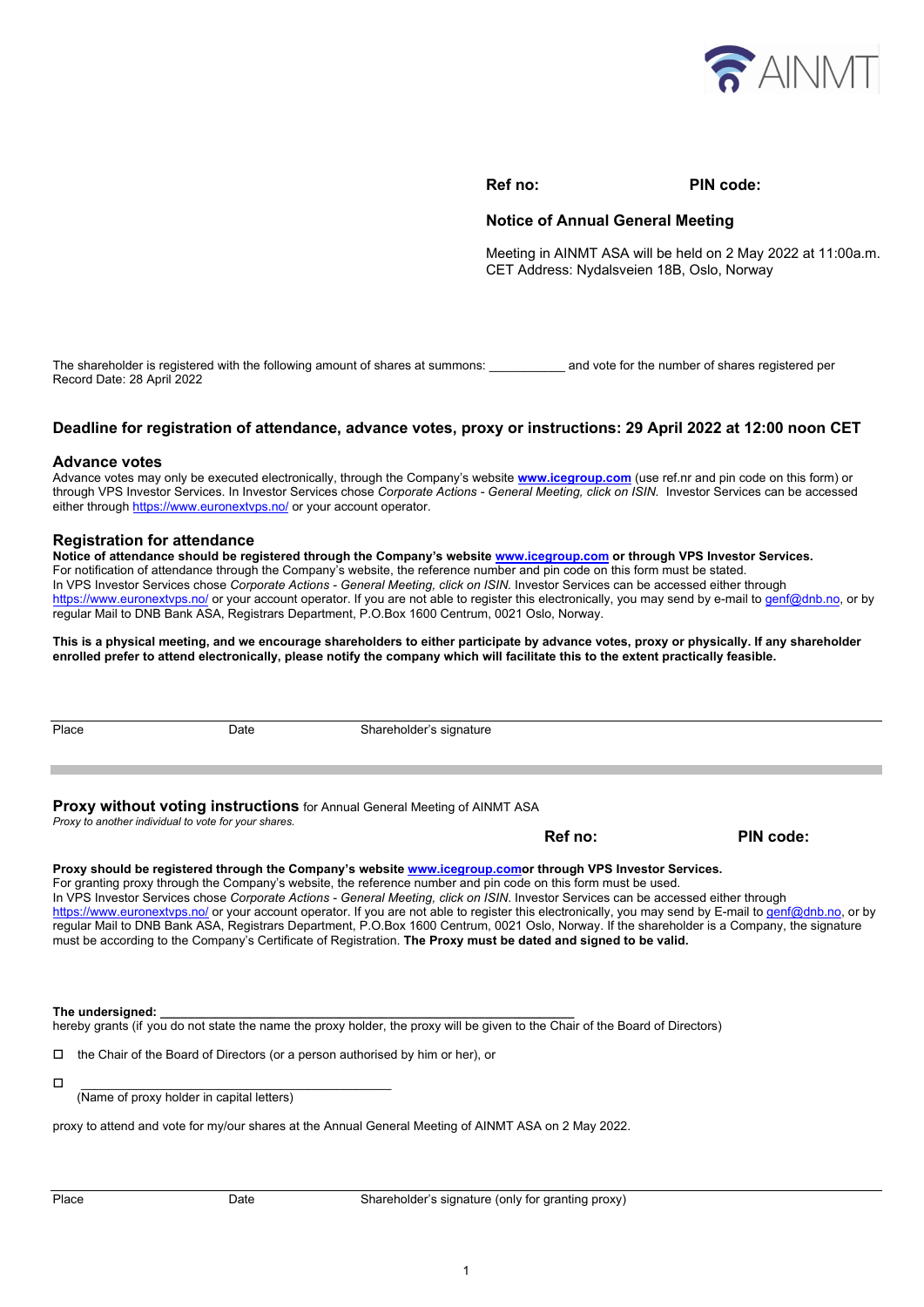**Ref no:** **PIN code:**

## Notice of Annual General Meeting

Meeting in AINMT ASA will be held on 2 May 2022 at 11:00a.m. CET Address: Nydalsveien 18B, Oslo, Norway

The shareholder is registered with the following amount of shares at summons: ___________ and vote for the number of shares registered per Record Date: 28 April 2022

### Deadline for registration of attendance, advance votes, proxy or instructions: 29 April 2022 at 12:00 noon CET

### Advance votes

Advance votes may only be executed electronically, through the Company's website **www.icegroup.com** (use ref.nr and pin code on this form) or through VPS Investor Services. In Investor Services chose *Corporate Actions - General Meeting, click on ISIN.* Investor Services can be accessed either through https://www.euronextvps.no/ or your account operator.

### Registration for attendance

**Notice of attendance should be registered through the Company's website www.icegroup.com or through VPS Investor Services.**
For notification of attendance through the Company's website, the reference number and pin code on this form must be stated.
In VPS Investor Services chose *Corporate Actions - General Meeting, click on ISIN.* Investor Services can be accessed either through https://www.euronextvps.no/ or your account operator. If you are not able to register this electronically, you may send by e-mail to genf@dnb.no, or by regular Mail to DNB Bank ASA, Registrars Department, P.O.Box 1600 Centrum, 0021 Oslo, Norway.

**This is a physical meeting, and we encourage shareholders to either participate by advance votes, proxy or physically. If any shareholder enrolled prefer to attend electronically, please notify the company which will facilitate this to the extent practically feasible.**

Place | Date | Shareholder's signature

---

### Proxy without voting instructions for Annual General Meeting of AINMT ASA

*Proxy to another individual to vote for your shares.*

**Ref no:** **PIN code:**

**Proxy should be registered through the Company's website www.icegroup.comor through VPS Investor Services.**
For granting proxy through the Company's website, the reference number and pin code on this form must be used.
In VPS Investor Services chose *Corporate Actions - General Meeting, click on ISIN.* Investor Services can be accessed either through https://www.euronextvps.no/ or your account operator. If you are not able to register this electronically, you may send by E-mail to genf@dnb.no, or by regular Mail to DNB Bank ASA, Registrars Department, P.O.Box 1600 Centrum, 0021 Oslo, Norway. If the shareholder is a Company, the signature must be according to the Company's Certificate of Registration. **The Proxy must be dated and signed to be valid.**

**The undersigned:** ______________________________________________
hereby grants (if you do not state the name the proxy holder, the proxy will be given to the Chair of the Board of Directors)

☐ the Chair of the Board of Directors (or a person authorised by him or her), or

☐ ______________________________________________
(Name of proxy holder in capital letters)

proxy to attend and vote for my/our shares at the Annual General Meeting of AINMT ASA on 2 May 2022.

Place | Date | Shareholder's signature (only for granting proxy)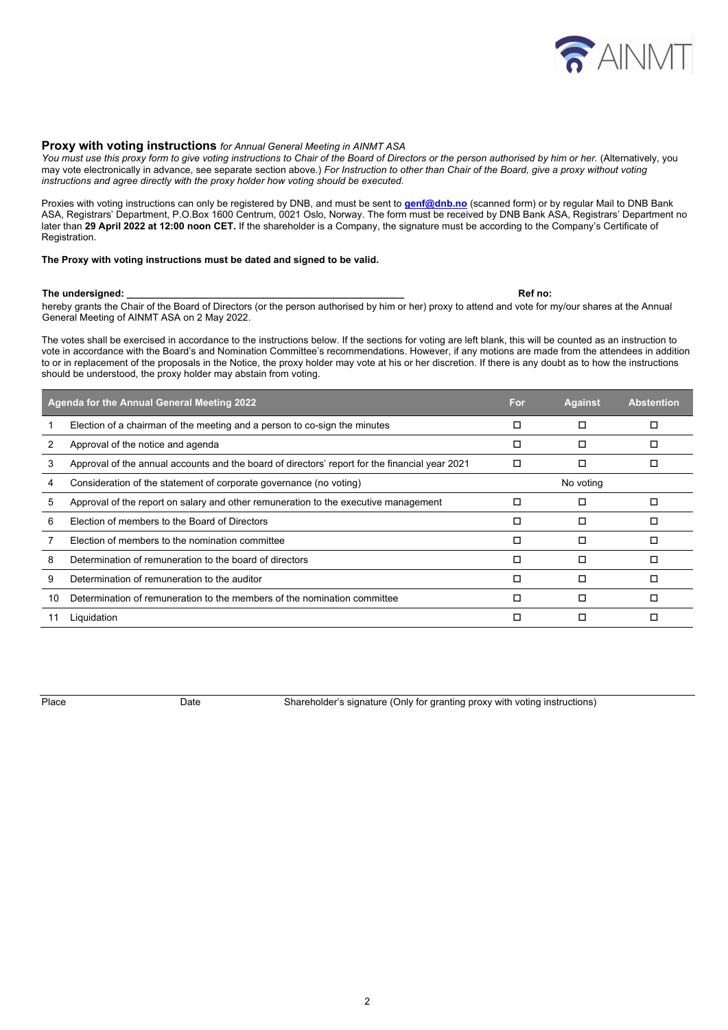**Proxy with voting instructions** *for Annual General Meeting in AINMT ASA*

*You must use this proxy form to give voting instructions to Chair of the Board of Directors or the person authorised by him or her.* (Alternatively, you may vote electronically in advance, see separate section above.) *For Instruction to other than Chair of the Board, give a proxy without voting instructions and agree directly with the proxy holder how voting should be executed.*

Proxies with voting instructions can only be registered by DNB, and must be sent to **genf@dnb.no** (scanned form) or by regular Mail to DNB Bank ASA, Registrars' Department, P.O.Box 1600 Centrum, 0021 Oslo, Norway. The form must be received by DNB Bank ASA, Registrars' Department no later than **29 April 2022 at 12:00 noon CET.** If the shareholder is a Company, the signature must be according to the Company's Certificate of Registration.

**The Proxy with voting instructions must be dated and signed to be valid.**

**The undersigned:** ___________________________________________________ **Ref no:**

hereby grants the Chair of the Board of Directors (or the person authorised by him or her) proxy to attend and vote for my/our shares at the Annual General Meeting of AINMT ASA on 2 May 2022.

The votes shall be exercised in accordance to the instructions below. If the sections for voting are left blank, this will be counted as an instruction to vote in accordance with the Board's and Nomination Committee's recommendations. However, if any motions are made from the attendees in addition to or in replacement of the proposals in the Notice, the proxy holder may vote at his or her discretion. If there is any doubt as to how the instructions should be understood, the proxy holder may abstain from voting.

| | Agenda for the Annual General Meeting 2022 | For | Against | Abstention |
|---|---|---|---|---|
| 1 | Election of a chairman of the meeting and a person to co-sign the minutes | ☐ | ☐ | ☐ |
| 2 | Approval of the notice and agenda | ☐ | ☐ | ☐ |
| 3 | Approval of the annual accounts and the board of directors' report for the financial year 2021 | ☐ | ☐ | ☐ |
| 4 | Consideration of the statement of corporate governance (no voting) | | No voting | |
| 5 | Approval of the report on salary and other remuneration to the executive management | ☐ | ☐ | ☐ |
| 6 | Election of members to the Board of Directors | ☐ | ☐ | ☐ |
| 7 | Election of members to the nomination committee | ☐ | ☐ | ☐ |
| 8 | Determination of remuneration to the board of directors | ☐ | ☐ | ☐ |
| 9 | Determination of remuneration to the auditor | ☐ | ☐ | ☐ |
| 10 | Determination of remuneration to the members of the nomination committee | ☐ | ☐ | ☐ |
| 11 | Liquidation | ☐ | ☐ | ☐ |

Place Date Shareholder's signature (Only for granting proxy with voting instructions)